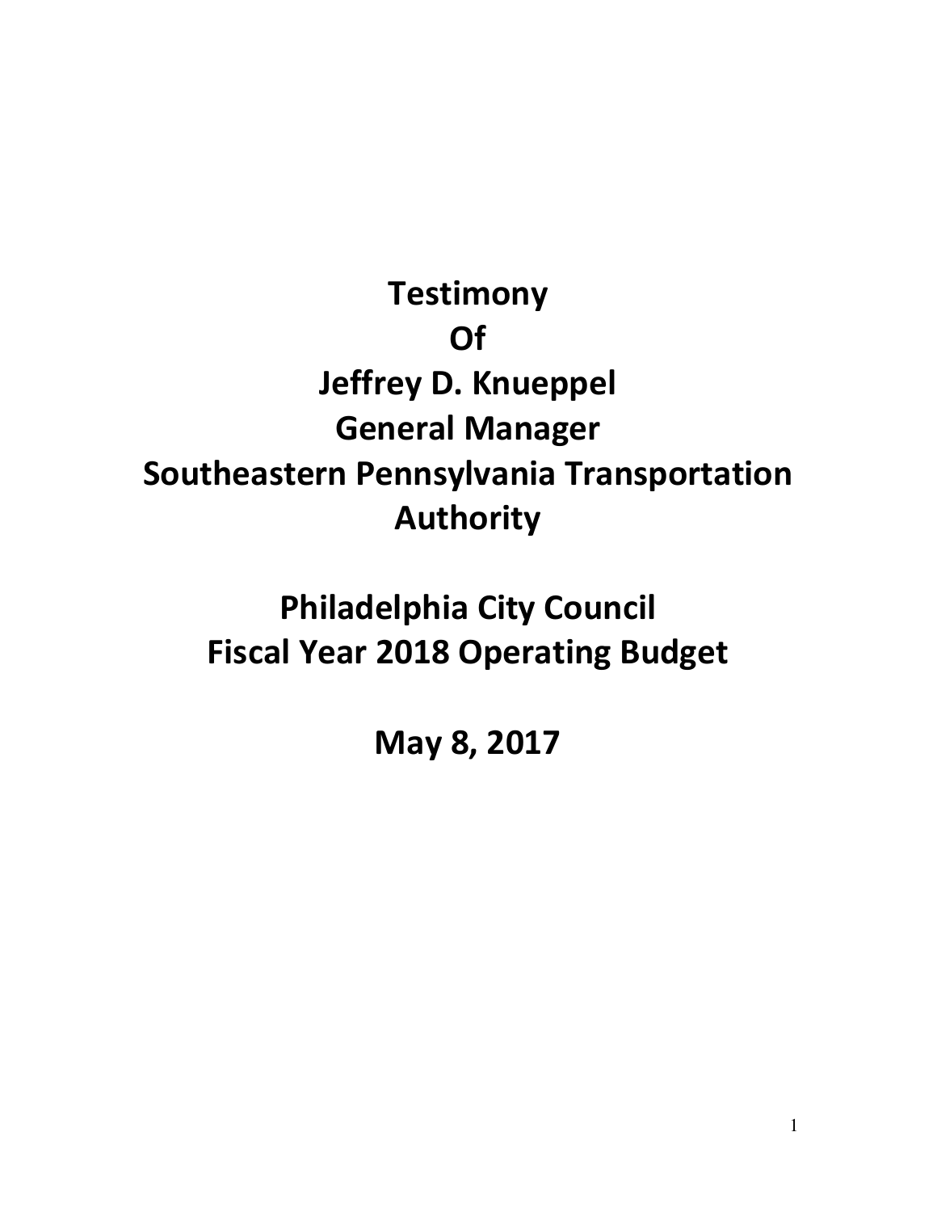# Testimony
# Of
# Jeffrey D. Knueppel
# General Manager
# Southeastern Pennsylvania Transportation Authority

# Philadelphia City Council
# Fiscal Year 2018 Operating Budget

# May 8, 2017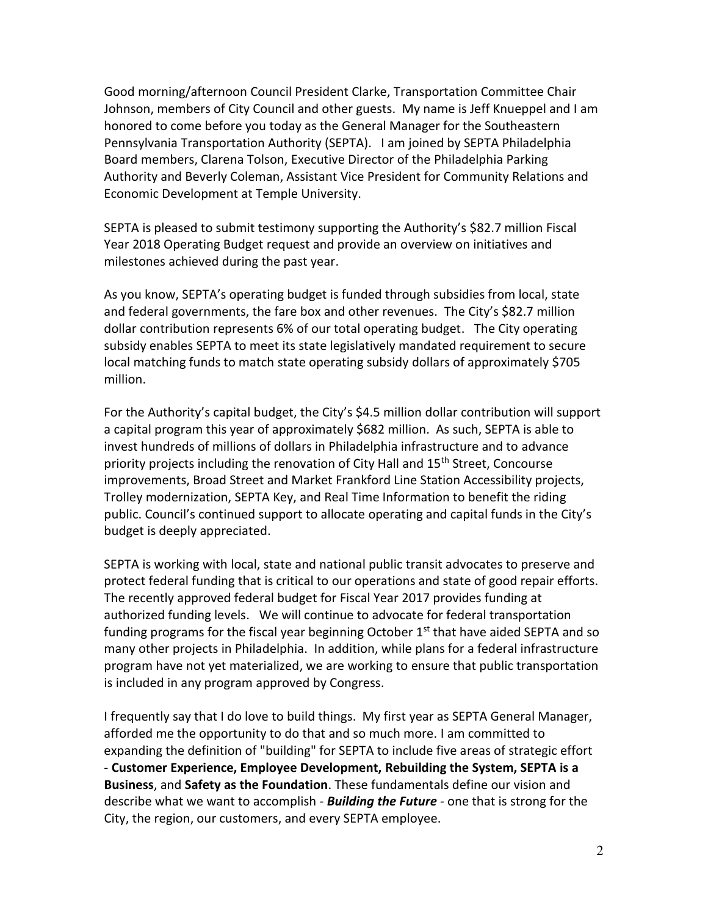Good morning/afternoon Council President Clarke, Transportation Committee Chair Johnson, members of City Council and other guests. My name is Jeff Knueppel and I am honored to come before you today as the General Manager for the Southeastern Pennsylvania Transportation Authority (SEPTA). I am joined by SEPTA Philadelphia Board members, Clarena Tolson, Executive Director of the Philadelphia Parking Authority and Beverly Coleman, Assistant Vice President for Community Relations and Economic Development at Temple University.

SEPTA is pleased to submit testimony supporting the Authority's $82.7 million Fiscal Year 2018 Operating Budget request and provide an overview on initiatives and milestones achieved during the past year.

As you know, SEPTA's operating budget is funded through subsidies from local, state and federal governments, the fare box and other revenues. The City's $82.7 million dollar contribution represents 6% of our total operating budget. The City operating subsidy enables SEPTA to meet its state legislatively mandated requirement to secure local matching funds to match state operating subsidy dollars of approximately $705 million.

For the Authority's capital budget, the City's $4.5 million dollar contribution will support a capital program this year of approximately $682 million. As such, SEPTA is able to invest hundreds of millions of dollars in Philadelphia infrastructure and to advance priority projects including the renovation of City Hall and 15th Street, Concourse improvements, Broad Street and Market Frankford Line Station Accessibility projects, Trolley modernization, SEPTA Key, and Real Time Information to benefit the riding public. Council's continued support to allocate operating and capital funds in the City's budget is deeply appreciated.

SEPTA is working with local, state and national public transit advocates to preserve and protect federal funding that is critical to our operations and state of good repair efforts. The recently approved federal budget for Fiscal Year 2017 provides funding at authorized funding levels. We will continue to advocate for federal transportation funding programs for the fiscal year beginning October 1st that have aided SEPTA and so many other projects in Philadelphia. In addition, while plans for a federal infrastructure program have not yet materialized, we are working to ensure that public transportation is included in any program approved by Congress.

I frequently say that I do love to build things. My first year as SEPTA General Manager, afforded me the opportunity to do that and so much more. I am committed to expanding the definition of "building" for SEPTA to include five areas of strategic effort - **Customer Experience, Employee Development, Rebuilding the System, SEPTA is a Business**, and **Safety as the Foundation**. These fundamentals define our vision and describe what we want to accomplish - ***Building the Future*** - one that is strong for the City, the region, our customers, and every SEPTA employee.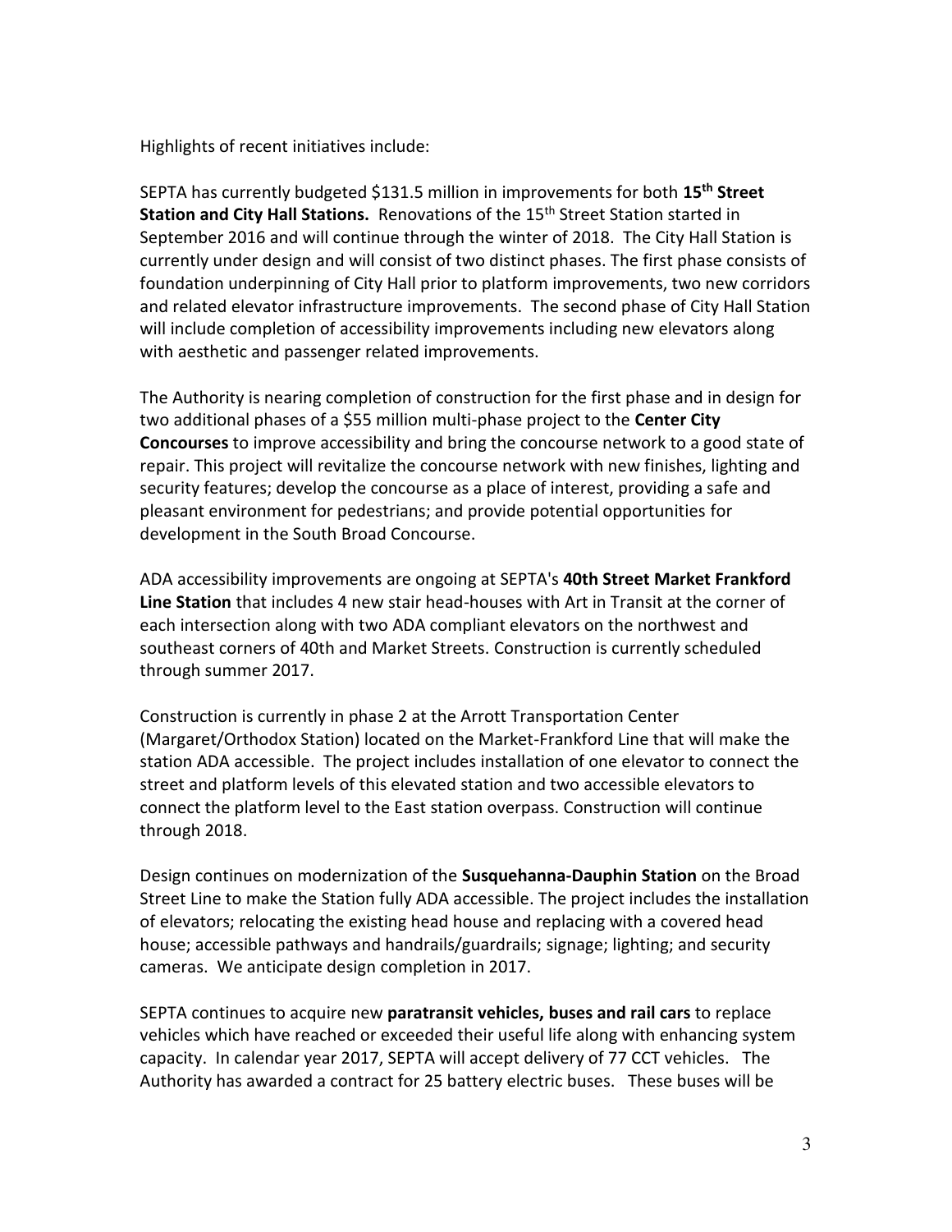Highlights of recent initiatives include:

SEPTA has currently budgeted $131.5 million in improvements for both **15th Street Station and City Hall Stations.** Renovations of the 15th Street Station started in September 2016 and will continue through the winter of 2018. The City Hall Station is currently under design and will consist of two distinct phases. The first phase consists of foundation underpinning of City Hall prior to platform improvements, two new corridors and related elevator infrastructure improvements. The second phase of City Hall Station will include completion of accessibility improvements including new elevators along with aesthetic and passenger related improvements.

The Authority is nearing completion of construction for the first phase and in design for two additional phases of a $55 million multi-phase project to the **Center City Concourses** to improve accessibility and bring the concourse network to a good state of repair. This project will revitalize the concourse network with new finishes, lighting and security features; develop the concourse as a place of interest, providing a safe and pleasant environment for pedestrians; and provide potential opportunities for development in the South Broad Concourse.

ADA accessibility improvements are ongoing at SEPTA's **40th Street Market Frankford Line Station** that includes 4 new stair head-houses with Art in Transit at the corner of each intersection along with two ADA compliant elevators on the northwest and southeast corners of 40th and Market Streets. Construction is currently scheduled through summer 2017.

Construction is currently in phase 2 at the Arrott Transportation Center (Margaret/Orthodox Station) located on the Market-Frankford Line that will make the station ADA accessible. The project includes installation of one elevator to connect the street and platform levels of this elevated station and two accessible elevators to connect the platform level to the East station overpass. Construction will continue through 2018.

Design continues on modernization of the **Susquehanna-Dauphin Station** on the Broad Street Line to make the Station fully ADA accessible. The project includes the installation of elevators; relocating the existing head house and replacing with a covered head house; accessible pathways and handrails/guardrails; signage; lighting; and security cameras. We anticipate design completion in 2017.

SEPTA continues to acquire new **paratransit vehicles, buses and rail cars** to replace vehicles which have reached or exceeded their useful life along with enhancing system capacity. In calendar year 2017, SEPTA will accept delivery of 77 CCT vehicles. The Authority has awarded a contract for 25 battery electric buses. These buses will be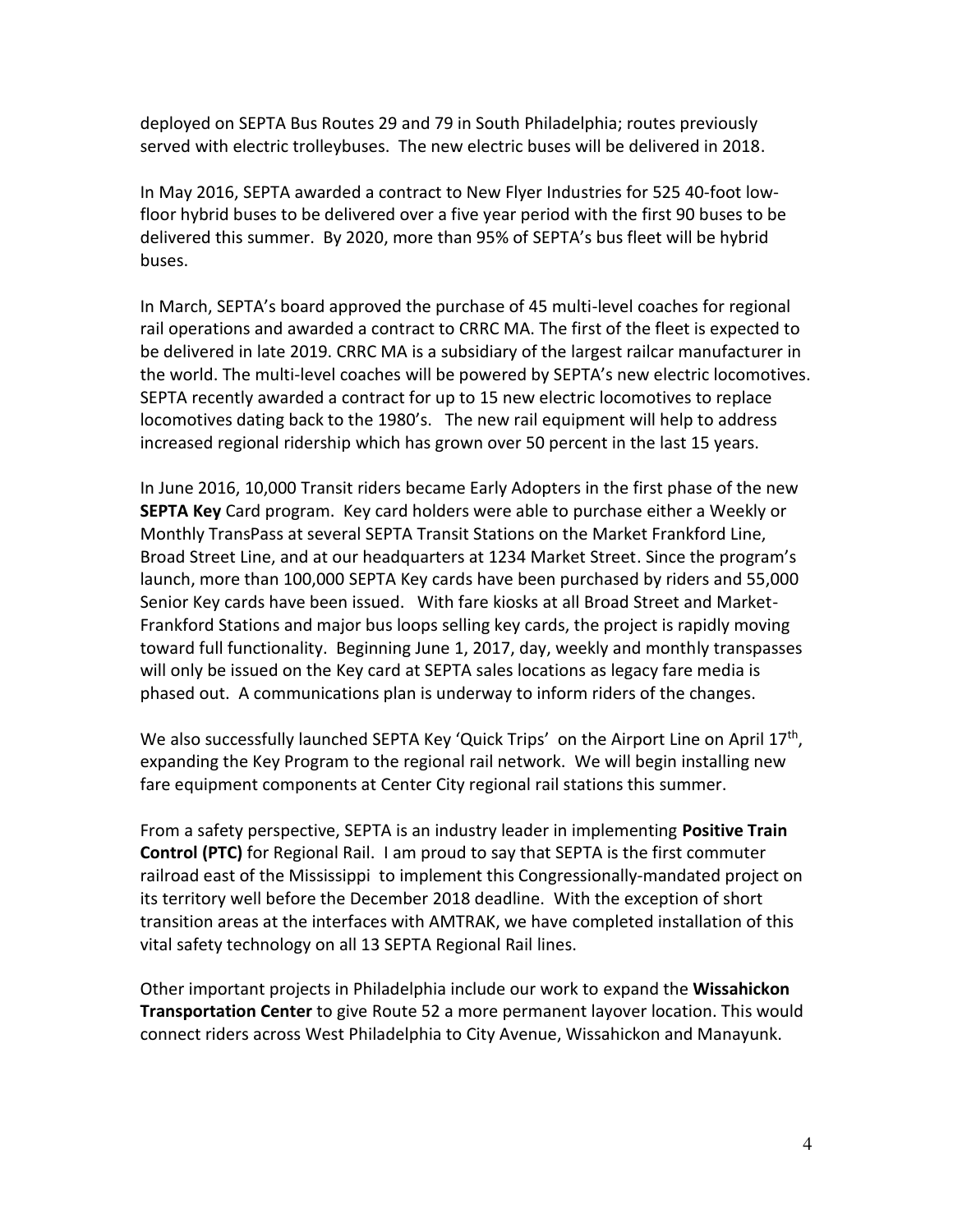deployed on SEPTA Bus Routes 29 and 79 in South Philadelphia; routes previously served with electric trolleybuses. The new electric buses will be delivered in 2018.

In May 2016, SEPTA awarded a contract to New Flyer Industries for 525 40-foot low-floor hybrid buses to be delivered over a five year period with the first 90 buses to be delivered this summer. By 2020, more than 95% of SEPTA's bus fleet will be hybrid buses.

In March, SEPTA's board approved the purchase of 45 multi-level coaches for regional rail operations and awarded a contract to CRRC MA. The first of the fleet is expected to be delivered in late 2019. CRRC MA is a subsidiary of the largest railcar manufacturer in the world. The multi-level coaches will be powered by SEPTA's new electric locomotives. SEPTA recently awarded a contract for up to 15 new electric locomotives to replace locomotives dating back to the 1980's. The new rail equipment will help to address increased regional ridership which has grown over 50 percent in the last 15 years.

In June 2016, 10,000 Transit riders became Early Adopters in the first phase of the new **SEPTA Key** Card program. Key card holders were able to purchase either a Weekly or Monthly TransPass at several SEPTA Transit Stations on the Market Frankford Line, Broad Street Line, and at our headquarters at 1234 Market Street. Since the program's launch, more than 100,000 SEPTA Key cards have been purchased by riders and 55,000 Senior Key cards have been issued. With fare kiosks at all Broad Street and Market-Frankford Stations and major bus loops selling key cards, the project is rapidly moving toward full functionality. Beginning June 1, 2017, day, weekly and monthly transpasses will only be issued on the Key card at SEPTA sales locations as legacy fare media is phased out. A communications plan is underway to inform riders of the changes.

We also successfully launched SEPTA Key 'Quick Trips' on the Airport Line on April 17th, expanding the Key Program to the regional rail network. We will begin installing new fare equipment components at Center City regional rail stations this summer.

From a safety perspective, SEPTA is an industry leader in implementing **Positive Train Control (PTC)** for Regional Rail. I am proud to say that SEPTA is the first commuter railroad east of the Mississippi to implement this Congressionally-mandated project on its territory well before the December 2018 deadline. With the exception of short transition areas at the interfaces with AMTRAK, we have completed installation of this vital safety technology on all 13 SEPTA Regional Rail lines.

Other important projects in Philadelphia include our work to expand the **Wissahickon Transportation Center** to give Route 52 a more permanent layover location. This would connect riders across West Philadelphia to City Avenue, Wissahickon and Manayunk.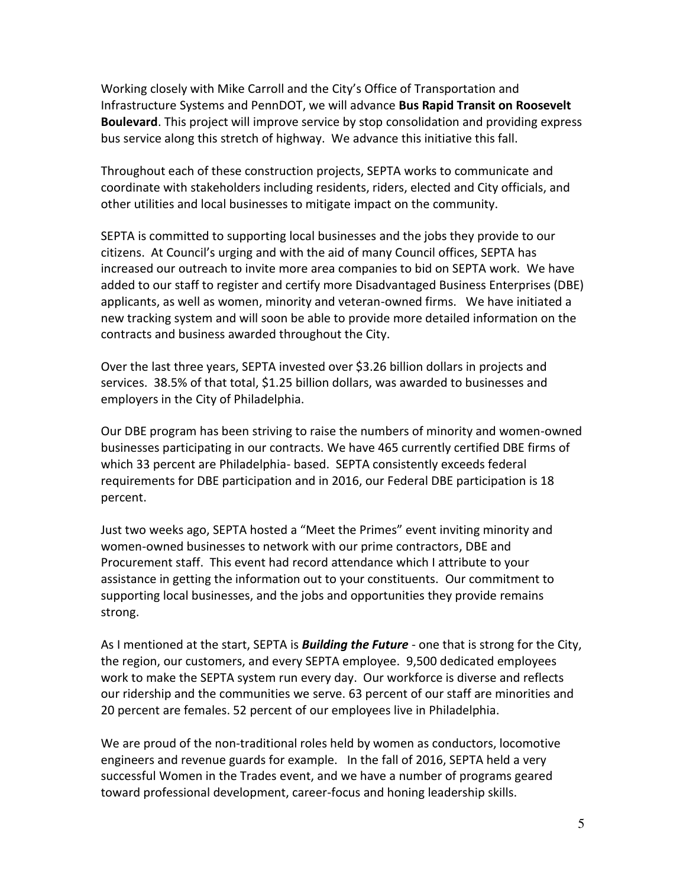Working closely with Mike Carroll and the City's Office of Transportation and Infrastructure Systems and PennDOT, we will advance **Bus Rapid Transit on Roosevelt Boulevard**. This project will improve service by stop consolidation and providing express bus service along this stretch of highway. We advance this initiative this fall.

Throughout each of these construction projects, SEPTA works to communicate and coordinate with stakeholders including residents, riders, elected and City officials, and other utilities and local businesses to mitigate impact on the community.

SEPTA is committed to supporting local businesses and the jobs they provide to our citizens. At Council's urging and with the aid of many Council offices, SEPTA has increased our outreach to invite more area companies to bid on SEPTA work. We have added to our staff to register and certify more Disadvantaged Business Enterprises (DBE) applicants, as well as women, minority and veteran-owned firms. We have initiated a new tracking system and will soon be able to provide more detailed information on the contracts and business awarded throughout the City.

Over the last three years, SEPTA invested over $3.26 billion dollars in projects and services. 38.5% of that total, $1.25 billion dollars, was awarded to businesses and employers in the City of Philadelphia.

Our DBE program has been striving to raise the numbers of minority and women-owned businesses participating in our contracts. We have 465 currently certified DBE firms of which 33 percent are Philadelphia- based. SEPTA consistently exceeds federal requirements for DBE participation and in 2016, our Federal DBE participation is 18 percent.

Just two weeks ago, SEPTA hosted a "Meet the Primes" event inviting minority and women-owned businesses to network with our prime contractors, DBE and Procurement staff. This event had record attendance which I attribute to your assistance in getting the information out to your constituents. Our commitment to supporting local businesses, and the jobs and opportunities they provide remains strong.

As I mentioned at the start, SEPTA is ***Building the Future*** - one that is strong for the City, the region, our customers, and every SEPTA employee. 9,500 dedicated employees work to make the SEPTA system run every day. Our workforce is diverse and reflects our ridership and the communities we serve. 63 percent of our staff are minorities and 20 percent are females. 52 percent of our employees live in Philadelphia.

We are proud of the non-traditional roles held by women as conductors, locomotive engineers and revenue guards for example. In the fall of 2016, SEPTA held a very successful Women in the Trades event, and we have a number of programs geared toward professional development, career-focus and honing leadership skills.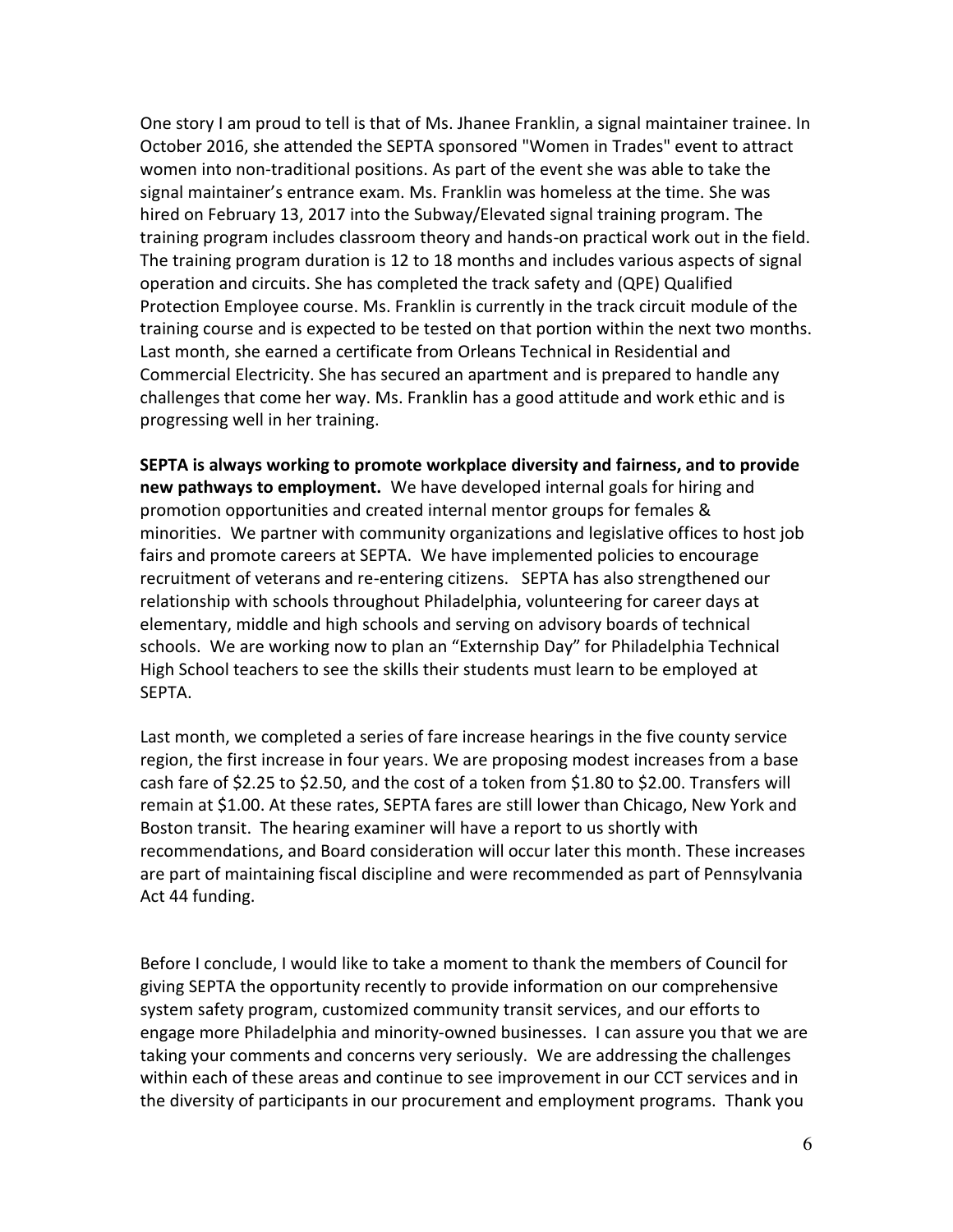One story I am proud to tell is that of Ms. Jhanee Franklin, a signal maintainer trainee. In October 2016, she attended the SEPTA sponsored "Women in Trades" event to attract women into non-traditional positions. As part of the event she was able to take the signal maintainer's entrance exam. Ms. Franklin was homeless at the time. She was hired on February 13, 2017 into the Subway/Elevated signal training program. The training program includes classroom theory and hands-on practical work out in the field. The training program duration is 12 to 18 months and includes various aspects of signal operation and circuits. She has completed the track safety and (QPE) Qualified Protection Employee course. Ms. Franklin is currently in the track circuit module of the training course and is expected to be tested on that portion within the next two months. Last month, she earned a certificate from Orleans Technical in Residential and Commercial Electricity. She has secured an apartment and is prepared to handle any challenges that come her way. Ms. Franklin has a good attitude and work ethic and is progressing well in her training.

**SEPTA is always working to promote workplace diversity and fairness, and to provide new pathways to employment.** We have developed internal goals for hiring and promotion opportunities and created internal mentor groups for females & minorities. We partner with community organizations and legislative offices to host job fairs and promote careers at SEPTA. We have implemented policies to encourage recruitment of veterans and re-entering citizens. SEPTA has also strengthened our relationship with schools throughout Philadelphia, volunteering for career days at elementary, middle and high schools and serving on advisory boards of technical schools. We are working now to plan an "Externship Day" for Philadelphia Technical High School teachers to see the skills their students must learn to be employed at SEPTA.

Last month, we completed a series of fare increase hearings in the five county service region, the first increase in four years. We are proposing modest increases from a base cash fare of $2.25 to $2.50, and the cost of a token from $1.80 to $2.00. Transfers will remain at $1.00. At these rates, SEPTA fares are still lower than Chicago, New York and Boston transit. The hearing examiner will have a report to us shortly with recommendations, and Board consideration will occur later this month. These increases are part of maintaining fiscal discipline and were recommended as part of Pennsylvania Act 44 funding.

Before I conclude, I would like to take a moment to thank the members of Council for giving SEPTA the opportunity recently to provide information on our comprehensive system safety program, customized community transit services, and our efforts to engage more Philadelphia and minority-owned businesses. I can assure you that we are taking your comments and concerns very seriously. We are addressing the challenges within each of these areas and continue to see improvement in our CCT services and in the diversity of participants in our procurement and employment programs. Thank you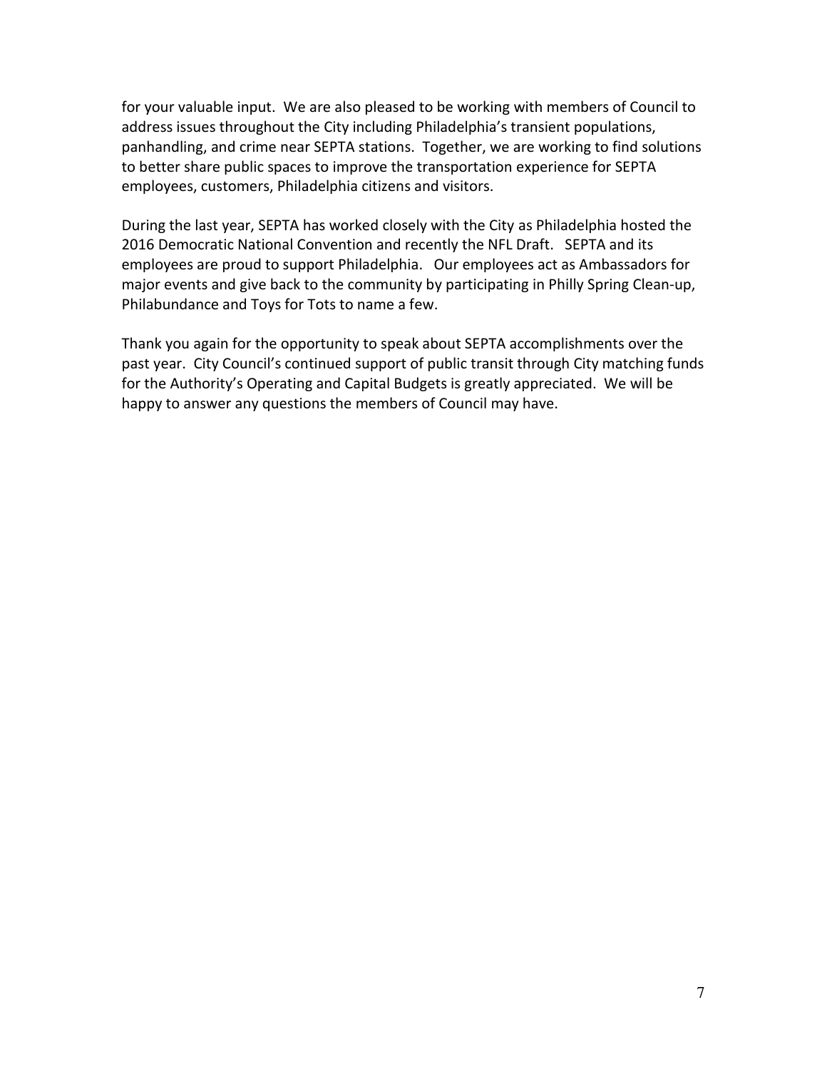for your valuable input. We are also pleased to be working with members of Council to address issues throughout the City including Philadelphia's transient populations, panhandling, and crime near SEPTA stations. Together, we are working to find solutions to better share public spaces to improve the transportation experience for SEPTA employees, customers, Philadelphia citizens and visitors.

During the last year, SEPTA has worked closely with the City as Philadelphia hosted the 2016 Democratic National Convention and recently the NFL Draft. SEPTA and its employees are proud to support Philadelphia. Our employees act as Ambassadors for major events and give back to the community by participating in Philly Spring Clean-up, Philabundance and Toys for Tots to name a few.

Thank you again for the opportunity to speak about SEPTA accomplishments over the past year. City Council's continued support of public transit through City matching funds for the Authority's Operating and Capital Budgets is greatly appreciated. We will be happy to answer any questions the members of Council may have.